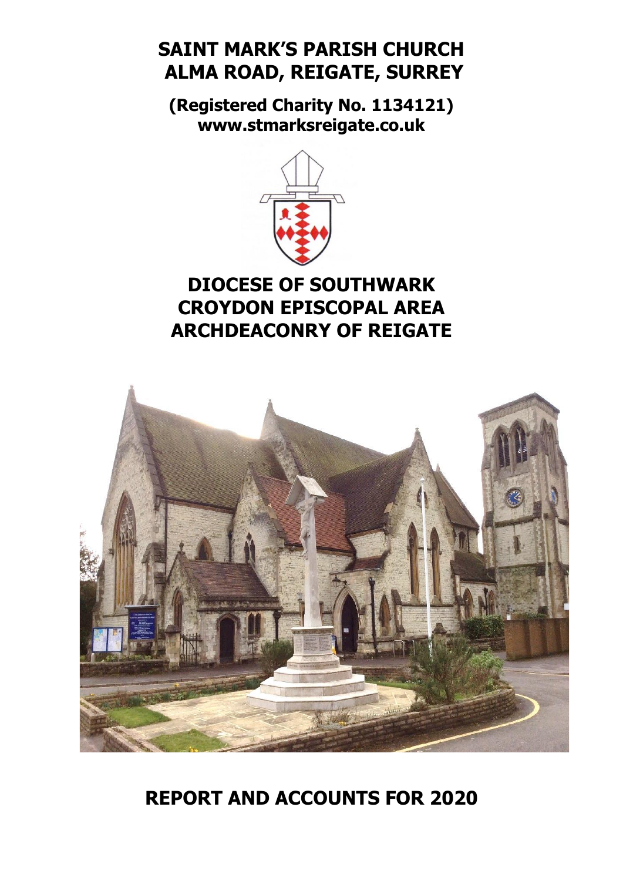# SAINT MARK'S PARISH CHURCH
# ALMA ROAD, REIGATE, SURREY

**(Registered Charity No. 1134121)**
**www.stmarksreigate.co.uk**

## DIOCESE OF SOUTHWARK
## CROYDON EPISCOPAL AREA
## ARCHDEACONRY OF REIGATE

# REPORT AND ACCOUNTS FOR 2020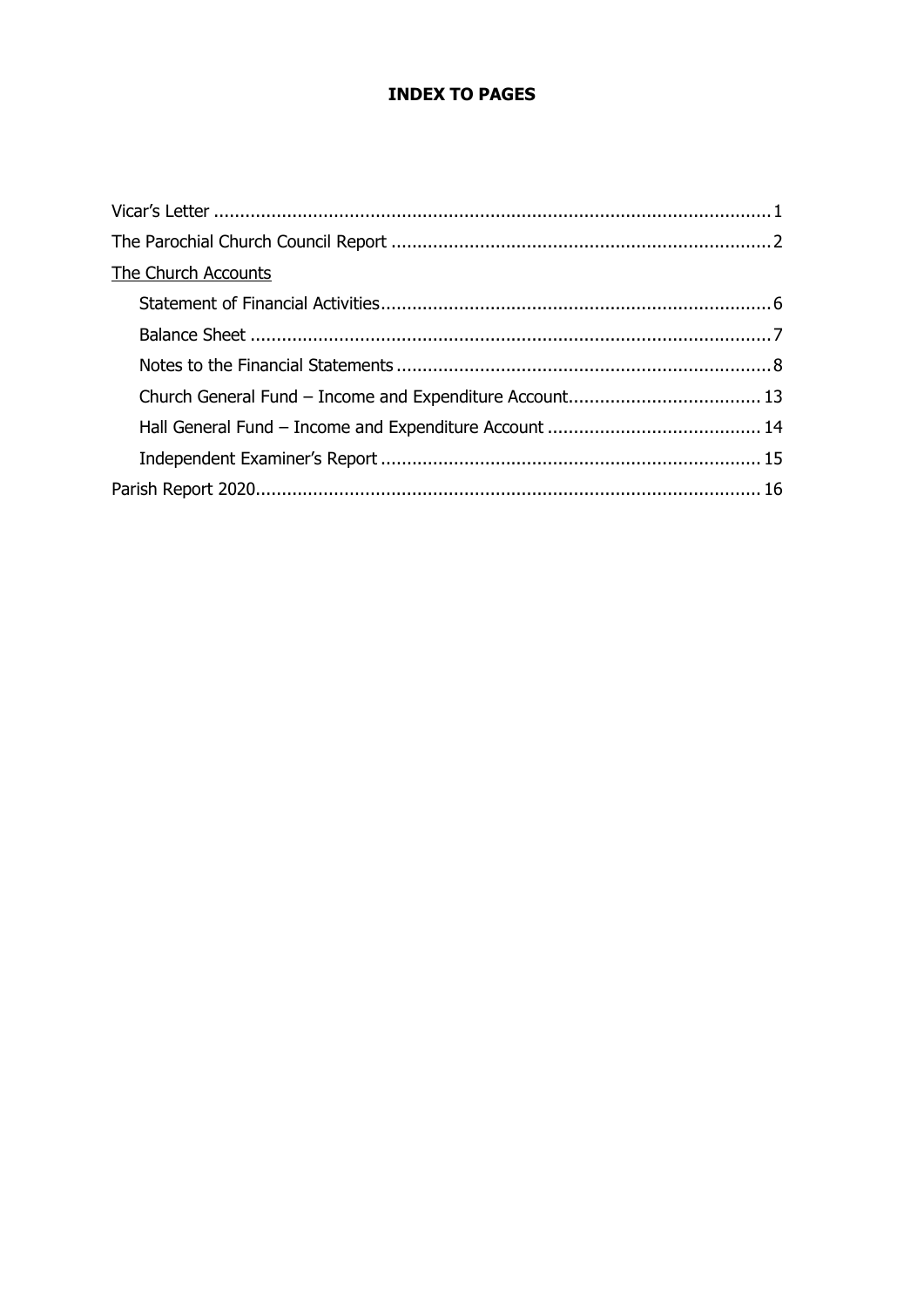# INDEX TO PAGES

Vicar's Letter ........................................................................................................ 1

The Parochial Church Council Report ........................................................................ 2

The Church Accounts

- Statement of Financial Activities........................................................................ 6
- Balance Sheet ................................................................................................ 7
- Notes to the Financial Statements ..................................................................... 8
- Church General Fund – Income and Expenditure Account.................................... 13
- Hall General Fund – Income and Expenditure Account ........................................ 14
- Independent Examiner's Report ........................................................................ 15

Parish Report 2020................................................................................................ 16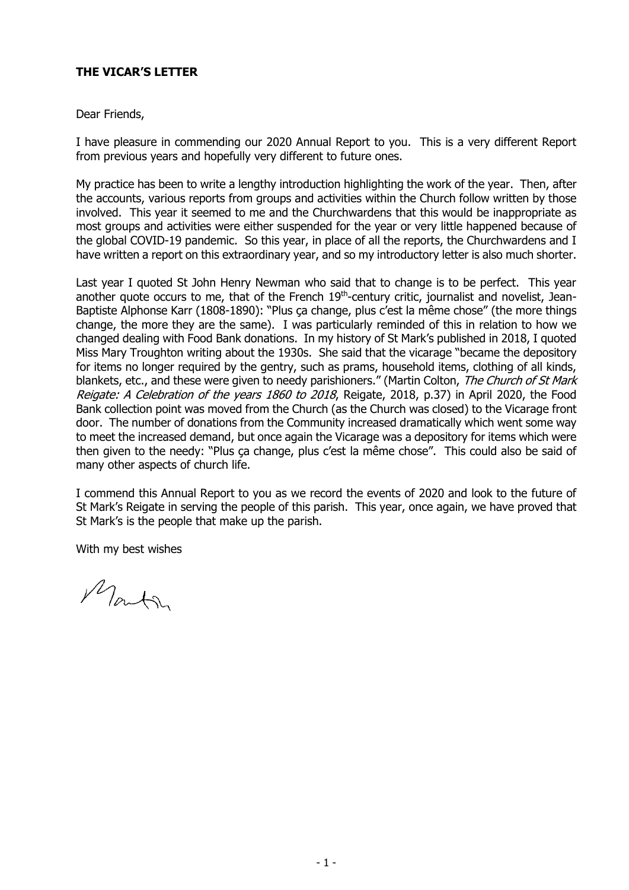## THE VICAR'S LETTER

Dear Friends,

I have pleasure in commending our 2020 Annual Report to you. This is a very different Report from previous years and hopefully very different to future ones.

My practice has been to write a lengthy introduction highlighting the work of the year. Then, after the accounts, various reports from groups and activities within the Church follow written by those involved. This year it seemed to me and the Churchwardens that this would be inappropriate as most groups and activities were either suspended for the year or very little happened because of the global COVID-19 pandemic. So this year, in place of all the reports, the Churchwardens and I have written a report on this extraordinary year, and so my introductory letter is also much shorter.

Last year I quoted St John Henry Newman who said that to change is to be perfect. This year another quote occurs to me, that of the French 19th-century critic, journalist and novelist, Jean-Baptiste Alphonse Karr (1808-1890): "Plus ça change, plus c'est la même chose" (the more things change, the more they are the same). I was particularly reminded of this in relation to how we changed dealing with Food Bank donations. In my history of St Mark's published in 2018, I quoted Miss Mary Troughton writing about the 1930s. She said that the vicarage "became the depository for items no longer required by the gentry, such as prams, household items, clothing of all kinds, blankets, etc., and these were given to needy parishioners." (Martin Colton, *The Church of St Mark Reigate: A Celebration of the years 1860 to 2018*, Reigate, 2018, p.37) in April 2020, the Food Bank collection point was moved from the Church (as the Church was closed) to the Vicarage front door. The number of donations from the Community increased dramatically which went some way to meet the increased demand, but once again the Vicarage was a depository for items which were then given to the needy: "Plus ça change, plus c'est la même chose". This could also be said of many other aspects of church life.

I commend this Annual Report to you as we record the events of 2020 and look to the future of St Mark's Reigate in serving the people of this parish. This year, once again, we have proved that St Mark's is the people that make up the parish.

With my best wishes

Martin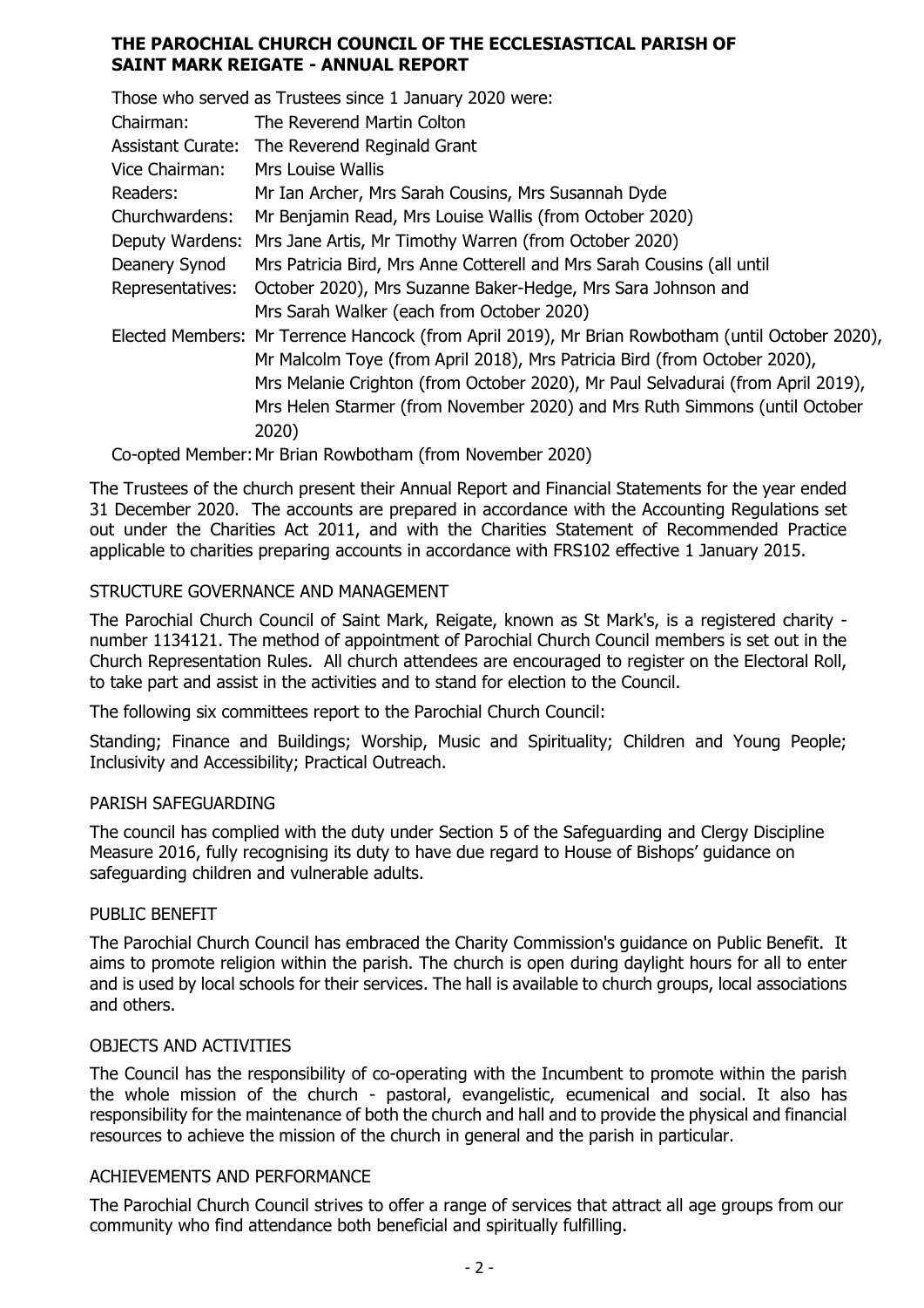**THE PAROCHIAL CHURCH COUNCIL OF THE ECCLESIASTICAL PARISH OF SAINT MARK REIGATE - ANNUAL REPORT**

Those who served as Trustees since 1 January 2020 were:

| | |
|---|---|
| Chairman: | The Reverend Martin Colton |
| Assistant Curate: | The Reverend Reginald Grant |
| Vice Chairman: | Mrs Louise Wallis |
| Readers: | Mr Ian Archer, Mrs Sarah Cousins, Mrs Susannah Dyde |
| Churchwardens: | Mr Benjamin Read, Mrs Louise Wallis (from October 2020) |
| Deputy Wardens: | Mrs Jane Artis, Mr Timothy Warren (from October 2020) |
| Deanery Synod Representatives: | Mrs Patricia Bird, Mrs Anne Cotterell and Mrs Sarah Cousins (all until October 2020), Mrs Suzanne Baker-Hedge, Mrs Sara Johnson and Mrs Sarah Walker (each from October 2020) |
| Elected Members: | Mr Terrence Hancock (from April 2019), Mr Brian Rowbotham (until October 2020), Mr Malcolm Toye (from April 2018), Mrs Patricia Bird (from October 2020), Mrs Melanie Crighton (from October 2020), Mr Paul Selvadurai (from April 2019), Mrs Helen Starmer (from November 2020) and Mrs Ruth Simmons (until October 2020) |
| Co-opted Member: | Mr Brian Rowbotham (from November 2020) |

The Trustees of the church present their Annual Report and Financial Statements for the year ended 31 December 2020. The accounts are prepared in accordance with the Accounting Regulations set out under the Charities Act 2011, and with the Charities Statement of Recommended Practice applicable to charities preparing accounts in accordance with FRS102 effective 1 January 2015.

## STRUCTURE GOVERNANCE AND MANAGEMENT

The Parochial Church Council of Saint Mark, Reigate, known as St Mark's, is a registered charity - number 1134121. The method of appointment of Parochial Church Council members is set out in the Church Representation Rules. All church attendees are encouraged to register on the Electoral Roll, to take part and assist in the activities and to stand for election to the Council.

The following six committees report to the Parochial Church Council:

Standing; Finance and Buildings; Worship, Music and Spirituality; Children and Young People; Inclusivity and Accessibility; Practical Outreach.

## PARISH SAFEGUARDING

The council has complied with the duty under Section 5 of the Safeguarding and Clergy Discipline Measure 2016, fully recognising its duty to have due regard to House of Bishops' guidance on safeguarding children and vulnerable adults.

## PUBLIC BENEFIT

The Parochial Church Council has embraced the Charity Commission's guidance on Public Benefit. It aims to promote religion within the parish. The church is open during daylight hours for all to enter and is used by local schools for their services. The hall is available to church groups, local associations and others.

## OBJECTS AND ACTIVITIES

The Council has the responsibility of co-operating with the Incumbent to promote within the parish the whole mission of the church - pastoral, evangelistic, ecumenical and social. It also has responsibility for the maintenance of both the church and hall and to provide the physical and financial resources to achieve the mission of the church in general and the parish in particular.

## ACHIEVEMENTS AND PERFORMANCE

The Parochial Church Council strives to offer a range of services that attract all age groups from our community who find attendance both beneficial and spiritually fulfilling.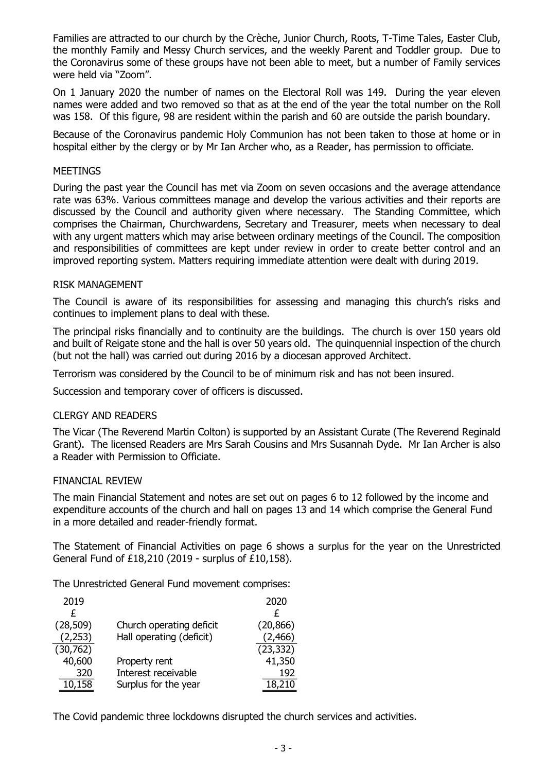Families are attracted to our church by the Crèche, Junior Church, Roots, T-Time Tales, Easter Club, the monthly Family and Messy Church services, and the weekly Parent and Toddler group. Due to the Coronavirus some of these groups have not been able to meet, but a number of Family services were held via "Zoom".

On 1 January 2020 the number of names on the Electoral Roll was 149. During the year eleven names were added and two removed so that as at the end of the year the total number on the Roll was 158. Of this figure, 98 are resident within the parish and 60 are outside the parish boundary.

Because of the Coronavirus pandemic Holy Communion has not been taken to those at home or in hospital either by the clergy or by Mr Ian Archer who, as a Reader, has permission to officiate.

## MEETINGS

During the past year the Council has met via Zoom on seven occasions and the average attendance rate was 63%. Various committees manage and develop the various activities and their reports are discussed by the Council and authority given where necessary. The Standing Committee, which comprises the Chairman, Churchwardens, Secretary and Treasurer, meets when necessary to deal with any urgent matters which may arise between ordinary meetings of the Council. The composition and responsibilities of committees are kept under review in order to create better control and an improved reporting system. Matters requiring immediate attention were dealt with during 2019.

## RISK MANAGEMENT

The Council is aware of its responsibilities for assessing and managing this church's risks and continues to implement plans to deal with these.

The principal risks financially and to continuity are the buildings. The church is over 150 years old and built of Reigate stone and the hall is over 50 years old. The quinquennial inspection of the church (but not the hall) was carried out during 2016 by a diocesan approved Architect.

Terrorism was considered by the Council to be of minimum risk and has not been insured.

Succession and temporary cover of officers is discussed.

## CLERGY AND READERS

The Vicar (The Reverend Martin Colton) is supported by an Assistant Curate (The Reverend Reginald Grant). The licensed Readers are Mrs Sarah Cousins and Mrs Susannah Dyde. Mr Ian Archer is also a Reader with Permission to Officiate.

## FINANCIAL REVIEW

The main Financial Statement and notes are set out on pages 6 to 12 followed by the income and expenditure accounts of the church and hall on pages 13 and 14 which comprise the General Fund in a more detailed and reader-friendly format.

The Statement of Financial Activities on page 6 shows a surplus for the year on the Unrestricted General Fund of £18,210 (2019 - surplus of £10,158).

The Unrestricted General Fund movement comprises:

| 2019 | | 2020 |
|---|---|---|
| £ | | £ |
| (28,509) | Church operating deficit | (20,866) |
| (2,253) | Hall operating (deficit) | (2,466) |
| (30,762) | | (23,332) |
| 40,600 | Property rent | 41,350 |
| 320 | Interest receivable | 192 |
| 10,158 | Surplus for the year | 18,210 |

The Covid pandemic three lockdowns disrupted the church services and activities.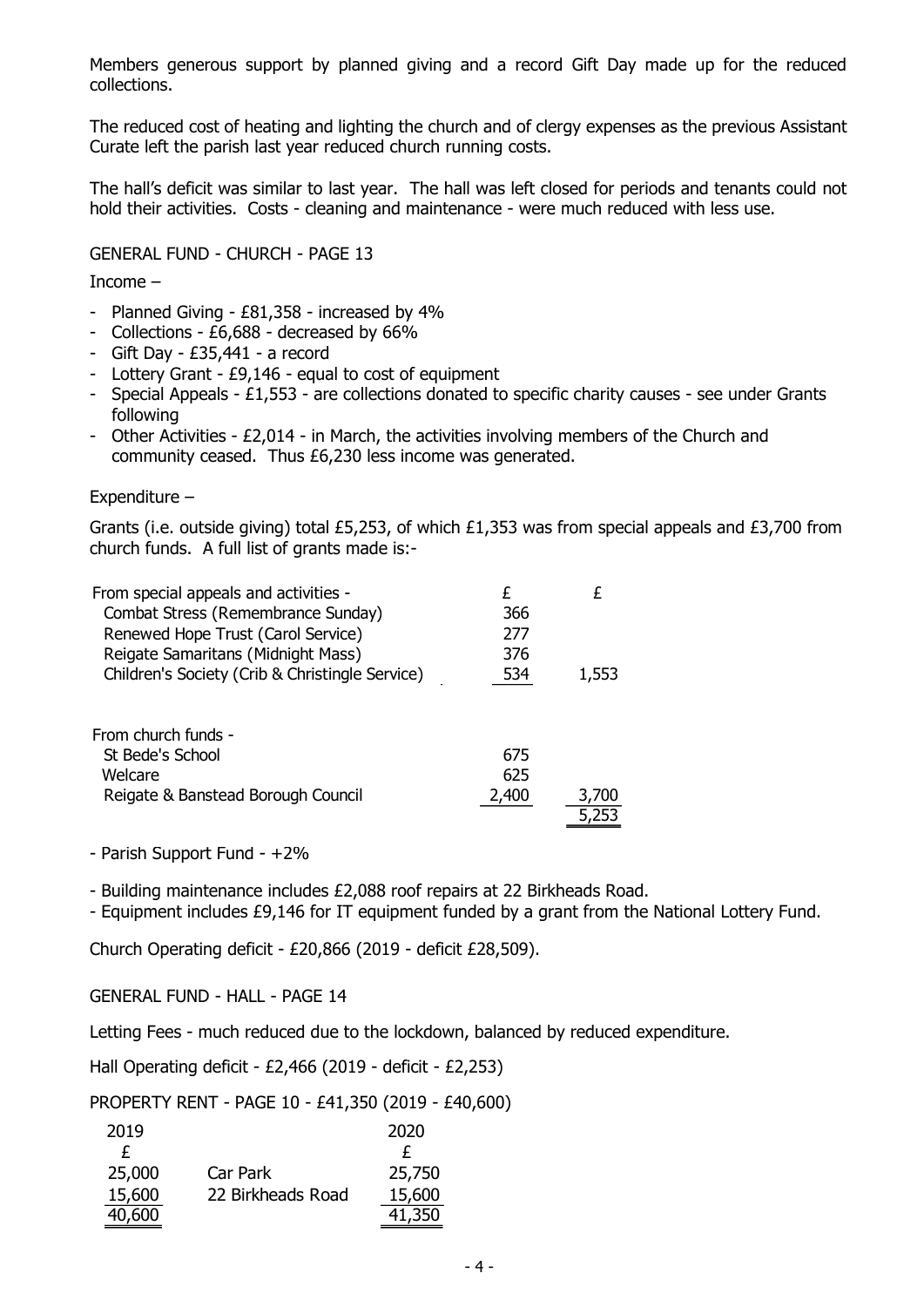Members generous support by planned giving and a record Gift Day made up for the reduced collections.

The reduced cost of heating and lighting the church and of clergy expenses as the previous Assistant Curate left the parish last year reduced church running costs.

The hall's deficit was similar to last year. The hall was left closed for periods and tenants could not hold their activities. Costs - cleaning and maintenance - were much reduced with less use.

GENERAL FUND - CHURCH - PAGE 13

Income –

- Planned Giving - £81,358 - increased by 4%
- Collections - £6,688 - decreased by 66%
- Gift Day - £35,441 - a record
- Lottery Grant - £9,146 - equal to cost of equipment
- Special Appeals - £1,553 - are collections donated to specific charity causes - see under Grants following
- Other Activities - £2,014 - in March, the activities involving members of the Church and community ceased. Thus £6,230 less income was generated.

Expenditure –

Grants (i.e. outside giving) total £5,253, of which £1,353 was from special appeals and £3,700 from church funds. A full list of grants made is:-

| | £ | £ |
|---|---|---|
| From special appeals and activities - | | |
| Combat Stress (Remembrance Sunday) | 366 | |
| Renewed Hope Trust (Carol Service) | 277 | |
| Reigate Samaritans (Midnight Mass) | 376 | |
| Children's Society (Crib & Christingle Service) | 534 | 1,553 |
| | | |
| From church funds - | | |
| St Bede's School | 675 | |
| Welcare | 625 | |
| Reigate & Banstead Borough Council | 2,400 | 3,700 |
| | | 5,253 |

- Parish Support Fund - +2%

- Building maintenance includes £2,088 roof repairs at 22 Birkheads Road.
- Equipment includes £9,146 for IT equipment funded by a grant from the National Lottery Fund.

Church Operating deficit - £20,866 (2019 - deficit £28,509).

GENERAL FUND - HALL - PAGE 14

Letting Fees - much reduced due to the lockdown, balanced by reduced expenditure.

Hall Operating deficit - £2,466 (2019 - deficit - £2,253)

PROPERTY RENT - PAGE 10 - £41,350 (2019 - £40,600)

| 2019 | | 2020 |
|---|---|---|
| £ | | £ |
| 25,000 | Car Park | 25,750 |
| 15,600 | 22 Birkheads Road | 15,600 |
| 40,600 | | 41,350 |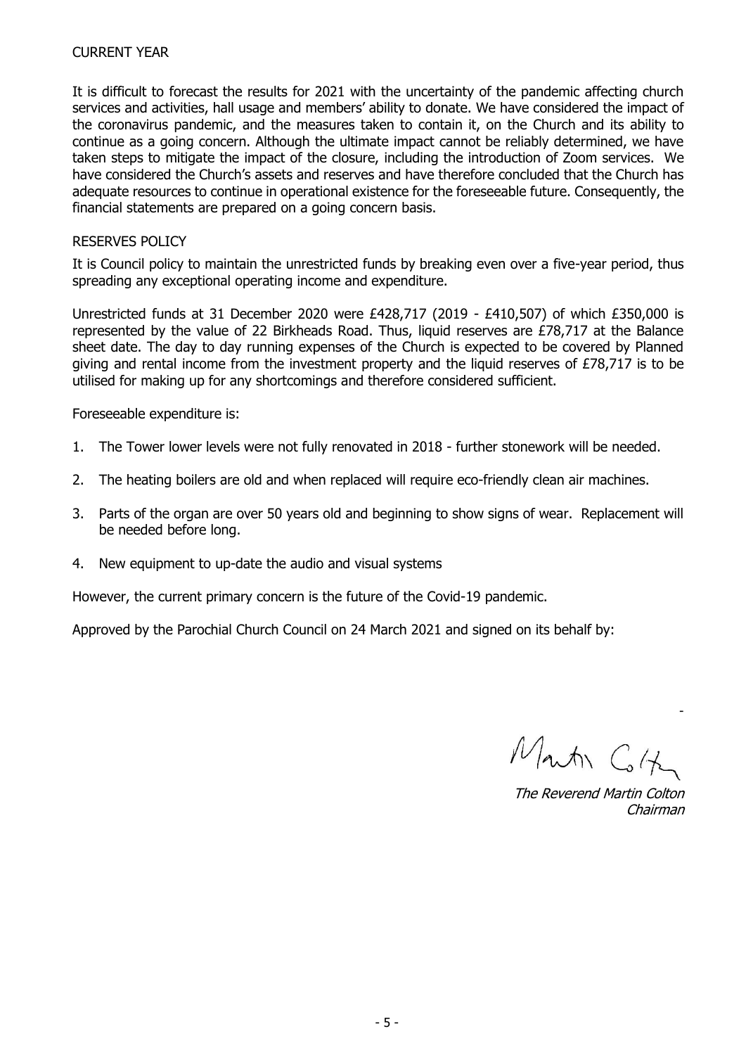## CURRENT YEAR

It is difficult to forecast the results for 2021 with the uncertainty of the pandemic affecting church services and activities, hall usage and members' ability to donate. We have considered the impact of the coronavirus pandemic, and the measures taken to contain it, on the Church and its ability to continue as a going concern. Although the ultimate impact cannot be reliably determined, we have taken steps to mitigate the impact of the closure, including the introduction of Zoom services. We have considered the Church's assets and reserves and have therefore concluded that the Church has adequate resources to continue in operational existence for the foreseeable future. Consequently, the financial statements are prepared on a going concern basis.

## RESERVES POLICY

It is Council policy to maintain the unrestricted funds by breaking even over a five-year period, thus spreading any exceptional operating income and expenditure.

Unrestricted funds at 31 December 2020 were £428,717 (2019 - £410,507) of which £350,000 is represented by the value of 22 Birkheads Road. Thus, liquid reserves are £78,717 at the Balance sheet date. The day to day running expenses of the Church is expected to be covered by Planned giving and rental income from the investment property and the liquid reserves of £78,717 is to be utilised for making up for any shortcomings and therefore considered sufficient.

Foreseeable expenditure is:

1. The Tower lower levels were not fully renovated in 2018 - further stonework will be needed.
2. The heating boilers are old and when replaced will require eco-friendly clean air machines.
3. Parts of the organ are over 50 years old and beginning to show signs of wear. Replacement will be needed before long.
4. New equipment to up-date the audio and visual systems

However, the current primary concern is the future of the Covid-19 pandemic.

Approved by the Parochial Church Council on 24 March 2021 and signed on its behalf by:

*The Reverend Martin Colton*
*Chairman*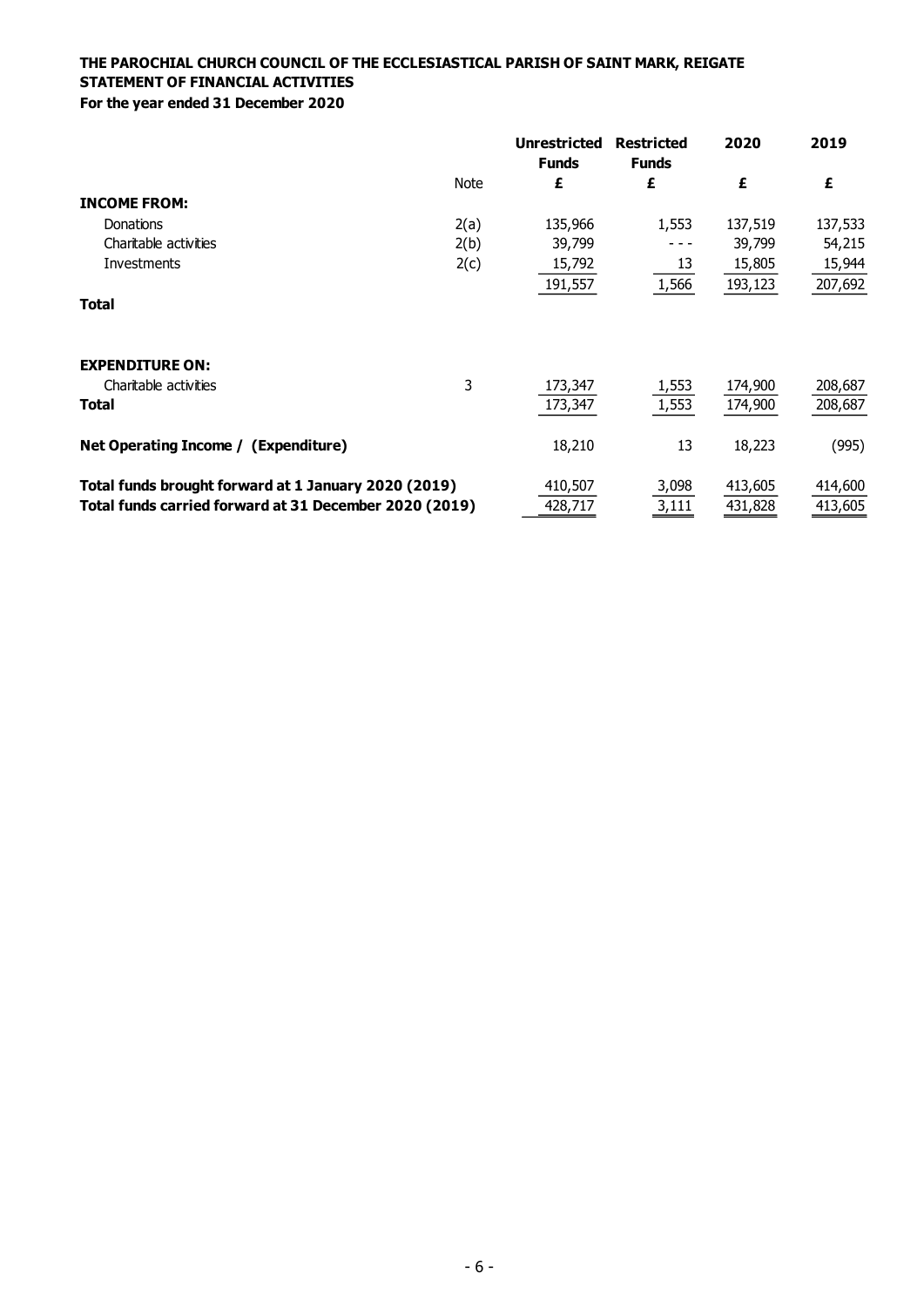**THE PAROCHIAL CHURCH COUNCIL OF THE ECCLESIASTICAL PARISH OF SAINT MARK, REIGATE**
**STATEMENT OF FINANCIAL ACTIVITIES**
**For the year ended 31 December 2020**

| | Note | Unrestricted Funds £ | Restricted Funds £ | 2020 £ | 2019 £ |
|---|---|---|---|---|---|
| **INCOME FROM:** | | | | | |
| Donations | 2(a) | 135,966 | 1,553 | 137,519 | 137,533 |
| Charitable activities | 2(b) | 39,799 | - - - | 39,799 | 54,215 |
| Investments | 2(c) | 15,792 | 13 | 15,805 | 15,944 |
| **Total** | | 191,557 | 1,566 | 193,123 | 207,692 |
| **EXPENDITURE ON:** | | | | | |
| Charitable activities | 3 | 173,347 | 1,553 | 174,900 | 208,687 |
| **Total** | | 173,347 | 1,553 | 174,900 | 208,687 |
| **Net Operating Income / (Expenditure)** | | 18,210 | 13 | 18,223 | (995) |
| **Total funds brought forward at 1 January 2020 (2019)** | | 410,507 | 3,098 | 413,605 | 414,600 |
| **Total funds carried forward at 31 December 2020 (2019)** | | 428,717 | 3,111 | 431,828 | 413,605 |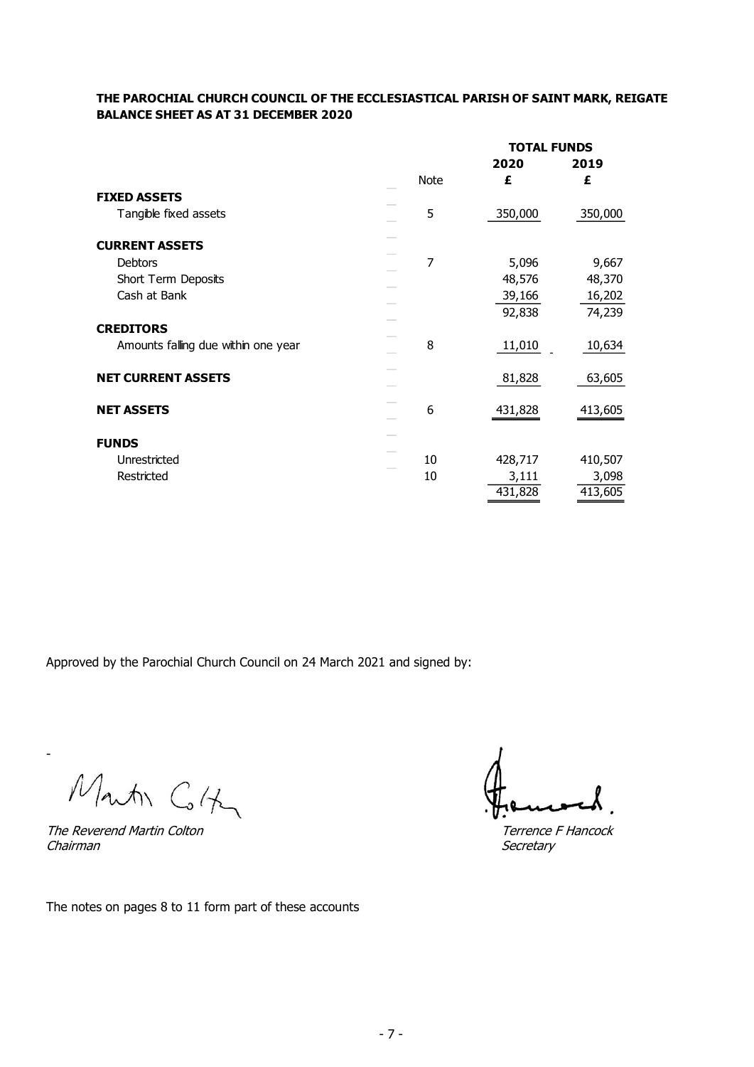**THE PAROCHIAL CHURCH COUNCIL OF THE ECCLESIASTICAL PARISH OF SAINT MARK, REIGATE**
**BALANCE SHEET AS AT 31 DECEMBER 2020**

| | Note | TOTAL FUNDS 2020 £ | 2019 £ |
|---|---|---|---|
| **FIXED ASSETS** | | | |
| Tangible fixed assets | 5 | 350,000 | 350,000 |
| **CURRENT ASSETS** | | | |
| Debtors | 7 | 5,096 | 9,667 |
| Short Term Deposits | | 48,576 | 48,370 |
| Cash at Bank | | 39,166 | 16,202 |
| | | 92,838 | 74,239 |
| **CREDITORS** | | | |
| Amounts falling due within one year | 8 | 11,010 | 10,634 |
| **NET CURRENT ASSETS** | | 81,828 | 63,605 |
| **NET ASSETS** | 6 | 431,828 | 413,605 |
| **FUNDS** | | | |
| Unrestricted | 10 | 428,717 | 410,507 |
| Restricted | 10 | 3,111 | 3,098 |
| | | 431,828 | 413,605 |

Approved by the Parochial Church Council on 24 March 2021 and signed by:

*The Reverend Martin Colton*
*Chairman*

*Terrence F Hancock*
*Secretary*

The notes on pages 8 to 11 form part of these accounts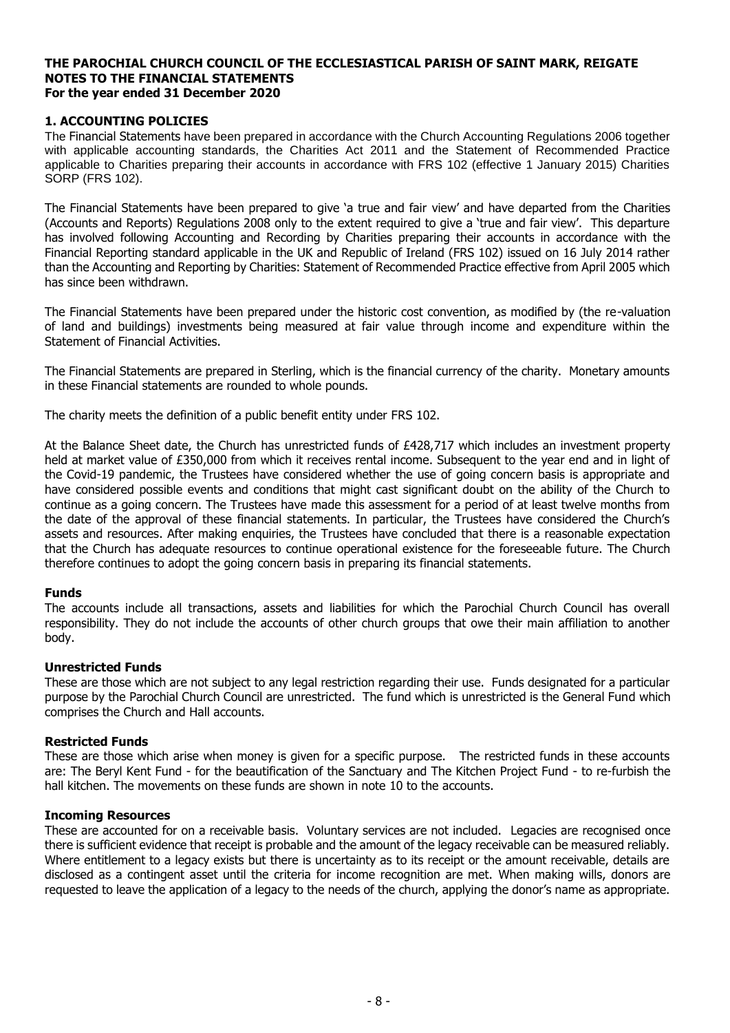**THE PAROCHIAL CHURCH COUNCIL OF THE ECCLESIASTICAL PARISH OF SAINT MARK, REIGATE**
**NOTES TO THE FINANCIAL STATEMENTS**
**For the year ended 31 December 2020**

## 1. ACCOUNTING POLICIES

The Financial Statements have been prepared in accordance with the Church Accounting Regulations 2006 together with applicable accounting standards, the Charities Act 2011 and the Statement of Recommended Practice applicable to Charities preparing their accounts in accordance with FRS 102 (effective 1 January 2015) Charities SORP (FRS 102).

The Financial Statements have been prepared to give 'a true and fair view' and have departed from the Charities (Accounts and Reports) Regulations 2008 only to the extent required to give a 'true and fair view'. This departure has involved following Accounting and Recording by Charities preparing their accounts in accordance with the Financial Reporting standard applicable in the UK and Republic of Ireland (FRS 102) issued on 16 July 2014 rather than the Accounting and Reporting by Charities: Statement of Recommended Practice effective from April 2005 which has since been withdrawn.

The Financial Statements have been prepared under the historic cost convention, as modified by (the re-valuation of land and buildings) investments being measured at fair value through income and expenditure within the Statement of Financial Activities.

The Financial Statements are prepared in Sterling, which is the financial currency of the charity. Monetary amounts in these Financial statements are rounded to whole pounds.

The charity meets the definition of a public benefit entity under FRS 102.

At the Balance Sheet date, the Church has unrestricted funds of £428,717 which includes an investment property held at market value of £350,000 from which it receives rental income. Subsequent to the year end and in light of the Covid-19 pandemic, the Trustees have considered whether the use of going concern basis is appropriate and have considered possible events and conditions that might cast significant doubt on the ability of the Church to continue as a going concern. The Trustees have made this assessment for a period of at least twelve months from the date of the approval of these financial statements. In particular, the Trustees have considered the Church's assets and resources. After making enquiries, the Trustees have concluded that there is a reasonable expectation that the Church has adequate resources to continue operational existence for the foreseeable future. The Church therefore continues to adopt the going concern basis in preparing its financial statements.

### Funds

The accounts include all transactions, assets and liabilities for which the Parochial Church Council has overall responsibility. They do not include the accounts of other church groups that owe their main affiliation to another body.

### Unrestricted Funds

These are those which are not subject to any legal restriction regarding their use. Funds designated for a particular purpose by the Parochial Church Council are unrestricted. The fund which is unrestricted is the General Fund which comprises the Church and Hall accounts.

### Restricted Funds

These are those which arise when money is given for a specific purpose. The restricted funds in these accounts are: The Beryl Kent Fund - for the beautification of the Sanctuary and The Kitchen Project Fund - to re-furbish the hall kitchen. The movements on these funds are shown in note 10 to the accounts.

### Incoming Resources

These are accounted for on a receivable basis. Voluntary services are not included. Legacies are recognised once there is sufficient evidence that receipt is probable and the amount of the legacy receivable can be measured reliably. Where entitlement to a legacy exists but there is uncertainty as to its receipt or the amount receivable, details are disclosed as a contingent asset until the criteria for income recognition are met. When making wills, donors are requested to leave the application of a legacy to the needs of the church, applying the donor's name as appropriate.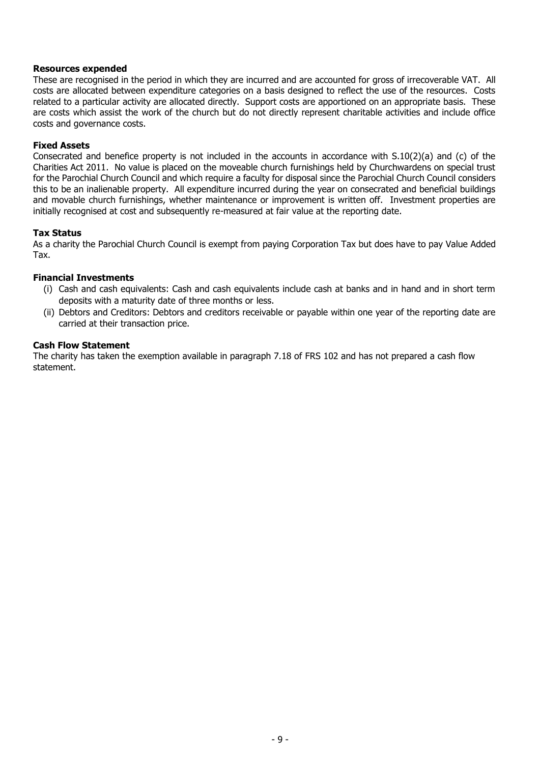**Resources expended**

These are recognised in the period in which they are incurred and are accounted for gross of irrecoverable VAT. All costs are allocated between expenditure categories on a basis designed to reflect the use of the resources. Costs related to a particular activity are allocated directly. Support costs are apportioned on an appropriate basis. These are costs which assist the work of the church but do not directly represent charitable activities and include office costs and governance costs.

**Fixed Assets**

Consecrated and benefice property is not included in the accounts in accordance with S.10(2)(a) and (c) of the Charities Act 2011. No value is placed on the moveable church furnishings held by Churchwardens on special trust for the Parochial Church Council and which require a faculty for disposal since the Parochial Church Council considers this to be an inalienable property. All expenditure incurred during the year on consecrated and beneficial buildings and movable church furnishings, whether maintenance or improvement is written off. Investment properties are initially recognised at cost and subsequently re-measured at fair value at the reporting date.

**Tax Status**

As a charity the Parochial Church Council is exempt from paying Corporation Tax but does have to pay Value Added Tax.

**Financial Investments**

(i) Cash and cash equivalents: Cash and cash equivalents include cash at banks and in hand and in short term deposits with a maturity date of three months or less.

(ii) Debtors and Creditors: Debtors and creditors receivable or payable within one year of the reporting date are carried at their transaction price.

**Cash Flow Statement**

The charity has taken the exemption available in paragraph 7.18 of FRS 102 and has not prepared a cash flow statement.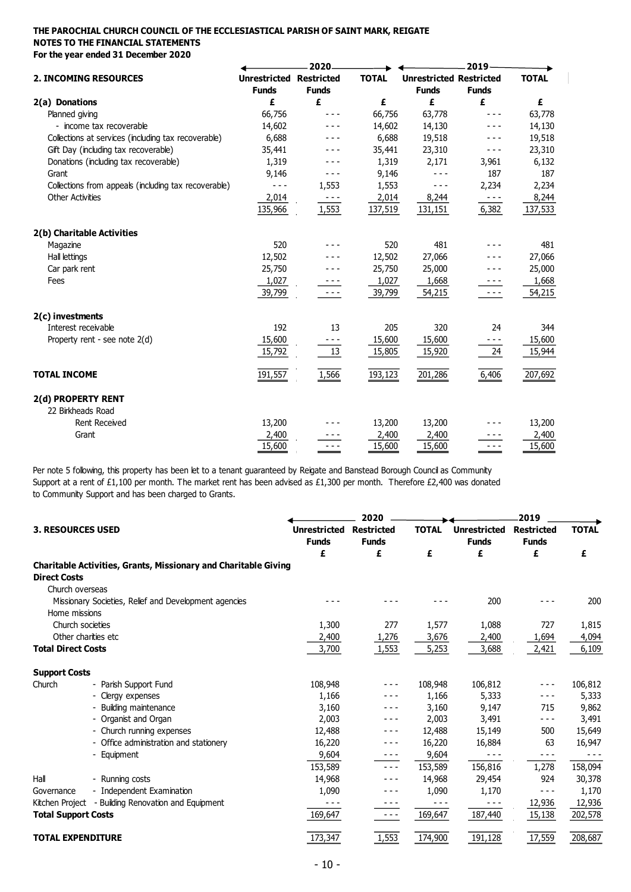**THE PAROCHIAL CHURCH COUNCIL OF THE ECCLESIASTICAL PARISH OF SAINT MARK, REIGATE**
**NOTES TO THE FINANCIAL STATEMENTS**
**For the year ended 31 December 2020**

| **2. INCOMING RESOURCES** | 2020 | | | 2019 | | |
|---|---|---|---|---|---|---|
| | **Unrestricted Funds** | **Restricted Funds** | **TOTAL** | **Unrestricted Funds** | **Restricted Funds** | **TOTAL** |
| **2(a) Donations** | **£** | **£** | **£** | **£** | **£** | **£** |
| Planned giving | 66,756 | - - - | 66,756 | 63,778 | - - - | 63,778 |
| - income tax recoverable | 14,602 | - - - | 14,602 | 14,130 | - - - | 14,130 |
| Collections at services (including tax recoverable) | 6,688 | - - - | 6,688 | 19,518 | - - - | 19,518 |
| Gift Day (including tax recoverable) | 35,441 | - - - | 35,441 | 23,310 | - - - | 23,310 |
| Donations (including tax recoverable) | 1,319 | - - - | 1,319 | 2,171 | 3,961 | 6,132 |
| Grant | 9,146 | - - - | 9,146 | - - - | 187 | 187 |
| Collections from appeals (including tax recoverable) | - - - | 1,553 | 1,553 | - - - | 2,234 | 2,234 |
| Other Activities | 2,014 | - - - | 2,014 | 8,244 | - - - | 8,244 |
| | 135,966 | 1,553 | 137,519 | 131,151 | 6,382 | 137,533 |
| **2(b) Charitable Activities** | | | | | | |
| Magazine | 520 | - - - | 520 | 481 | - - - | 481 |
| Hall lettings | 12,502 | - - - | 12,502 | 27,066 | - - - | 27,066 |
| Car park rent | 25,750 | - - - | 25,750 | 25,000 | - - - | 25,000 |
| Fees | 1,027 | - - - | 1,027 | 1,668 | - - - | 1,668 |
| | 39,799 | - - - | 39,799 | 54,215 | - - - | 54,215 |
| **2(c) investments** | | | | | | |
| Interest receivable | 192 | 13 | 205 | 320 | 24 | 344 |
| Property rent - see note 2(d) | 15,600 | - - - | 15,600 | 15,600 | - - - | 15,600 |
| | 15,792 | 13 | 15,805 | 15,920 | 24 | 15,944 |
| **TOTAL INCOME** | 191,557 | 1,566 | 193,123 | 201,286 | 6,406 | 207,692 |
| **2(d) PROPERTY RENT** | | | | | | |
| 22 Birkheads Road | | | | | | |
| Rent Received | 13,200 | - - - | 13,200 | 13,200 | - - - | 13,200 |
| Grant | 2,400 | - - - | 2,400 | 2,400 | - - - | 2,400 |
| | 15,600 | - - - | 15,600 | 15,600 | - - - | 15,600 |

Per note 5 following, this property has been let to a tenant guaranteed by Reigate and Banstead Borough Council as Community Support at a rent of £1,100 per month. The market rent has been advised as £1,300 per month. Therefore £2,400 was donated to Community Support and has been charged to Grants.

| **3. RESOURCES USED** | 2020 | | | 2019 | | |
|---|---|---|---|---|---|---|
| | **Unrestricted Funds** | **Restricted Funds** | **TOTAL** | **Unrestricted Funds** | **Restricted Funds** | **TOTAL** |
| | **£** | **£** | **£** | **£** | **£** | **£** |
| **Charitable Activities, Grants, Missionary and Charitable Giving** | | | | | | |
| **Direct Costs** | | | | | | |
| Church overseas | | | | | | |
| Missionary Societies, Relief and Development agencies | - - - | - - - | - - - | 200 | - - - | 200 |
| Home missions | | | | | | |
| Church societies | 1,300 | 277 | 1,577 | 1,088 | 727 | 1,815 |
| Other charities etc | 2,400 | 1,276 | 3,676 | 2,400 | 1,694 | 4,094 |
| **Total Direct Costs** | 3,700 | 1,553 | 5,253 | 3,688 | 2,421 | 6,109 |
| **Support Costs** | | | | | | |
| Church - Parish Support Fund | 108,948 | - - - | 108,948 | 106,812 | - - - | 106,812 |
| - Clergy expenses | 1,166 | - - - | 1,166 | 5,333 | - - - | 5,333 |
| - Building maintenance | 3,160 | - - - | 3,160 | 9,147 | 715 | 9,862 |
| - Organist and Organ | 2,003 | - - - | 2,003 | 3,491 | - - - | 3,491 |
| - Church running expenses | 12,488 | - - - | 12,488 | 15,149 | 500 | 15,649 |
| - Office administration and stationery | 16,220 | - - - | 16,220 | 16,884 | 63 | 16,947 |
| - Equipment | 9,604 | - - - | 9,604 | - - - | - - - | - - - |
| | 153,589 | - - - | 153,589 | 156,816 | 1,278 | 158,094 |
| Hall - Running costs | 14,968 | - - - | 14,968 | 29,454 | 924 | 30,378 |
| Governance - Independent Examination | 1,090 | - - - | 1,090 | 1,170 | - - - | 1,170 |
| Kitchen Project - Building Renovation and Equipment | - - - | - - - | - - - | - - - | 12,936 | 12,936 |
| **Total Support Costs** | 169,647 | - - - | 169,647 | 187,440 | 15,138 | 202,578 |
| **TOTAL EXPENDITURE** | 173,347 | 1,553 | 174,900 | 191,128 | 17,559 | 208,687 |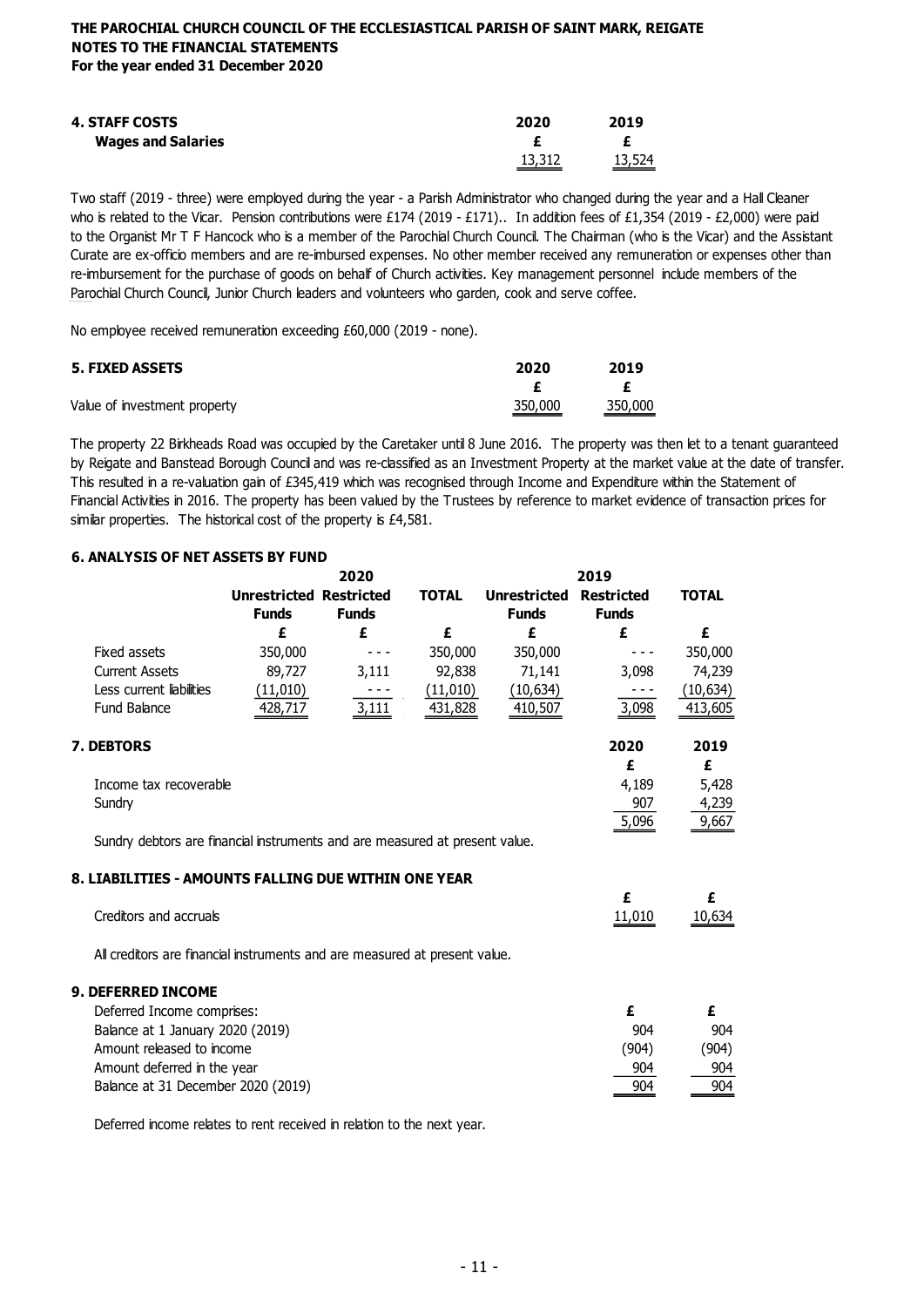**THE PAROCHIAL CHURCH COUNCIL OF THE ECCLESIASTICAL PARISH OF SAINT MARK, REIGATE**
**NOTES TO THE FINANCIAL STATEMENTS**
**For the year ended 31 December 2020**

| **4. STAFF COSTS** | **2020** | **2019** |
|---|---|---|
| **Wages and Salaries** | **£** | **£** |
| | 13,312 | 13,524 |

Two staff (2019 - three) were employed during the year - a Parish Administrator who changed during the year and a Hall Cleaner who is related to the Vicar. Pension contributions were £174 (2019 - £171).. In addition fees of £1,354 (2019 - £2,000) were paid to the Organist Mr T F Hancock who is a member of the Parochial Church Council. The Chairman (who is the Vicar) and the Assistant Curate are ex-officio members and are re-imbursed expenses. No other member received any remuneration or expenses other than re-imbursement for the purchase of goods on behalf of Church activities. Key management personnel include members of the Parochial Church Council, Junior Church leaders and volunteers who garden, cook and serve coffee.

No employee received remuneration exceeding £60,000 (2019 - none).

| **5. FIXED ASSETS** | **2020** | **2019** |
|---|---|---|
| | **£** | **£** |
| Value of investment property | 350,000 | 350,000 |

The property 22 Birkheads Road was occupied by the Caretaker until 8 June 2016. The property was then let to a tenant guaranteed by Reigate and Banstead Borough Council and was re-classified as an Investment Property at the market value at the date of transfer. This resulted in a re-valuation gain of £345,419 which was recognised through Income and Expenditure within the Statement of Financial Activities in 2016. The property has been valued by the Trustees by reference to market evidence of transaction prices for similar properties. The historical cost of the property is £4,581.

**6. ANALYSIS OF NET ASSETS BY FUND**

| | **2020** | | | **2019** | | |
|---|---|---|---|---|---|---|
| | **Unrestricted Funds** | **Restricted Funds** | **TOTAL** | **Unrestricted Funds** | **Restricted Funds** | **TOTAL** |
| | **£** | **£** | **£** | **£** | **£** | **£** |
| Fixed assets | 350,000 | - - - | 350,000 | 350,000 | - - - | 350,000 |
| Current Assets | 89,727 | 3,111 | 92,838 | 71,141 | 3,098 | 74,239 |
| Less current liabilities | (11,010) | - - - | (11,010) | (10,634) | - - - | (10,634) |
| Fund Balance | 428,717 | 3,111 | 431,828 | 410,507 | 3,098 | 413,605 |

| **7. DEBTORS** | **2020** | **2019** |
|---|---|---|
| | **£** | **£** |
| Income tax recoverable | 4,189 | 5,428 |
| Sundry | 907 | 4,239 |
| | 5,096 | 9,667 |

Sundry debtors are financial instruments and are measured at present value.

**8. LIABILITIES - AMOUNTS FALLING DUE WITHIN ONE YEAR**

| | **£** | **£** |
|---|---|---|
| Creditors and accruals | 11,010 | 10,634 |

All creditors are financial instruments and are measured at present value.

**9. DEFERRED INCOME**

| Deferred Income comprises: | **£** | **£** |
|---|---|---|
| Balance at 1 January 2020 (2019) | 904 | 904 |
| Amount released to income | (904) | (904) |
| Amount deferred in the year | 904 | 904 |
| Balance at 31 December 2020 (2019) | 904 | 904 |

Deferred income relates to rent received in relation to the next year.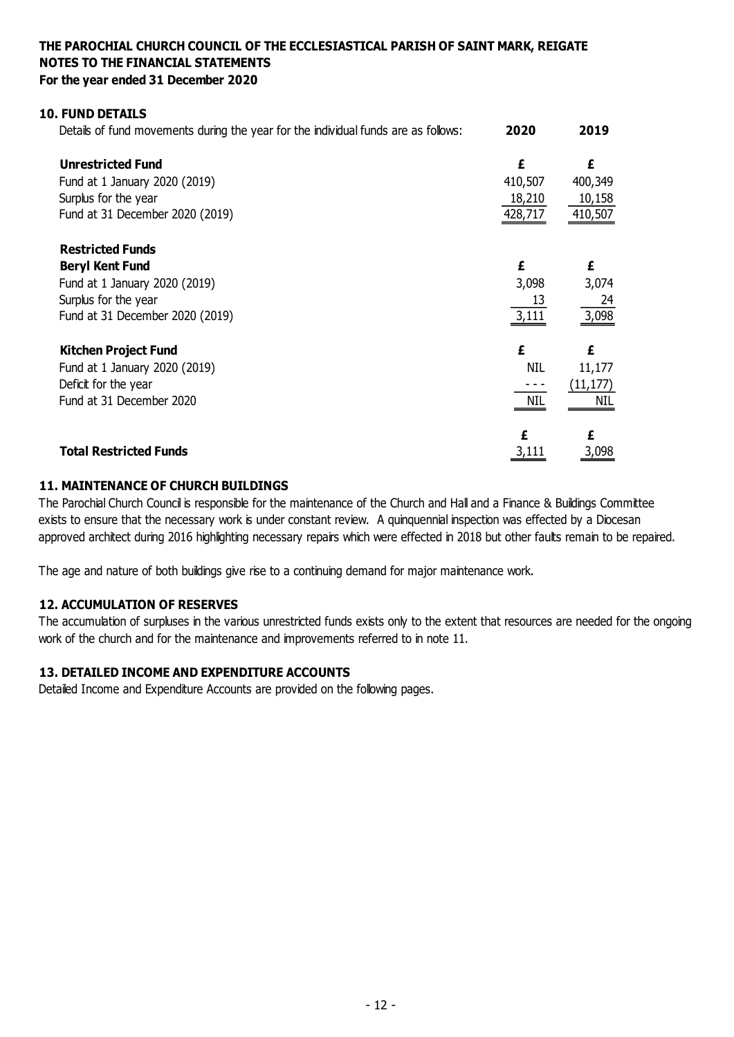**THE PAROCHIAL CHURCH COUNCIL OF THE ECCLESIASTICAL PARISH OF SAINT MARK, REIGATE**
**NOTES TO THE FINANCIAL STATEMENTS**
**For the year ended 31 December 2020**

## 10. FUND DETAILS

| Details of fund movements during the year for the individual funds are as follows: | 2020 | 2019 |
|---|---|---|
| **Unrestricted Fund** | £ | £ |
| Fund at 1 January 2020 (2019) | 410,507 | 400,349 |
| Surplus for the year | 18,210 | 10,158 |
| Fund at 31 December 2020 (2019) | 428,717 | 410,507 |
| | | |
| **Restricted Funds** | | |
| **Beryl Kent Fund** | £ | £ |
| Fund at 1 January 2020 (2019) | 3,098 | 3,074 |
| Surplus for the year | 13 | 24 |
| Fund at 31 December 2020 (2019) | 3,111 | 3,098 |
| | | |
| **Kitchen Project Fund** | £ | £ |
| Fund at 1 January 2020 (2019) | NIL | 11,177 |
| Deficit for the year | - - - | (11,177) |
| Fund at 31 December 2020 | NIL | NIL |
| | | |
| | £ | £ |
| **Total Restricted Funds** | 3,111 | 3,098 |

## 11. MAINTENANCE OF CHURCH BUILDINGS

The Parochial Church Council is responsible for the maintenance of the Church and Hall and a Finance & Buildings Committee exists to ensure that the necessary work is under constant review. A quinquennial inspection was effected by a Diocesan approved architect during 2016 highlighting necessary repairs which were effected in 2018 but other faults remain to be repaired.

The age and nature of both buildings give rise to a continuing demand for major maintenance work.

## 12. ACCUMULATION OF RESERVES

The accumulation of surpluses in the various unrestricted funds exists only to the extent that resources are needed for the ongoing work of the church and for the maintenance and improvements referred to in note 11.

## 13. DETAILED INCOME AND EXPENDITURE ACCOUNTS

Detailed Income and Expenditure Accounts are provided on the following pages.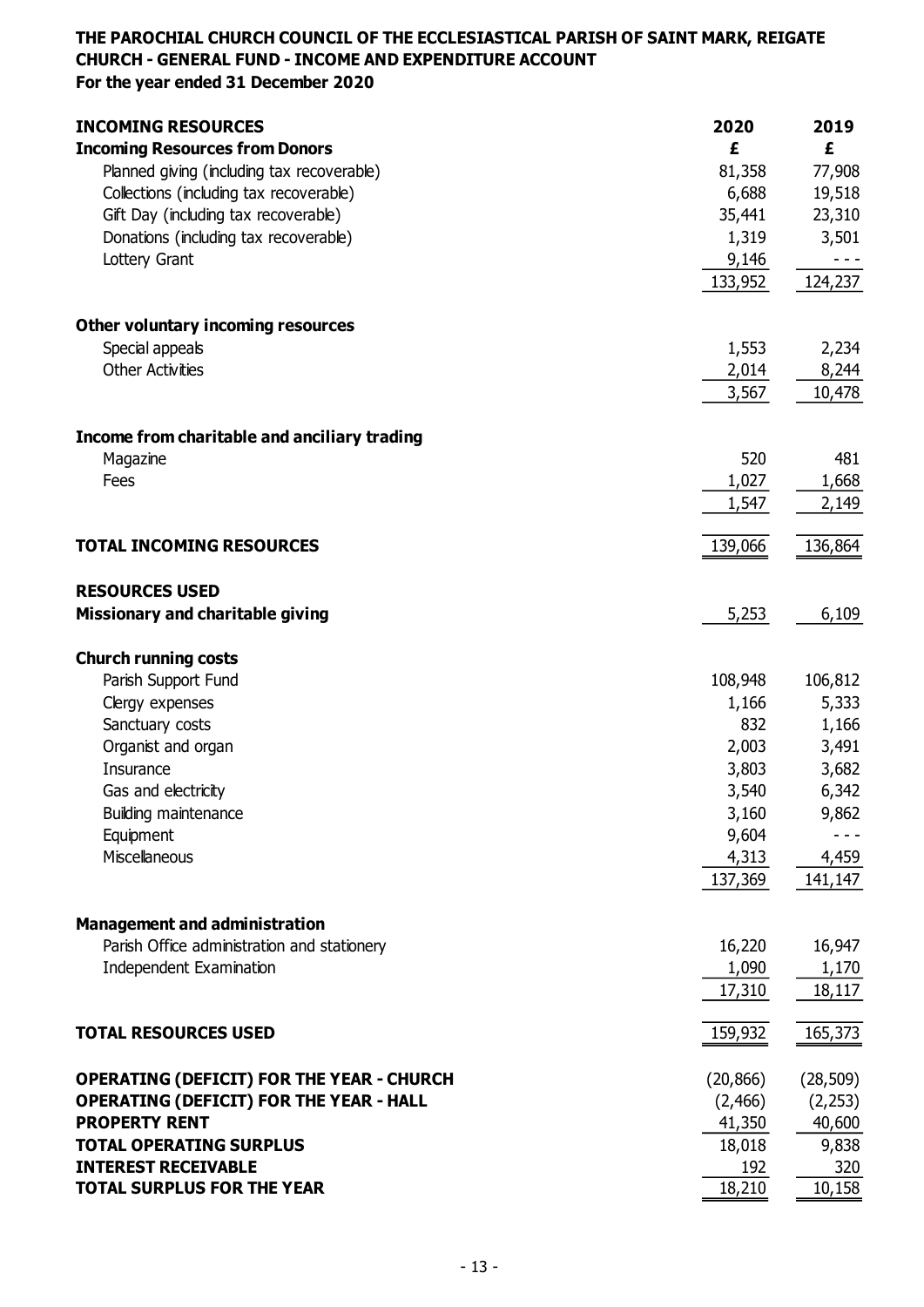**THE PAROCHIAL CHURCH COUNCIL OF THE ECCLESIASTICAL PARISH OF SAINT MARK, REIGATE**
**CHURCH - GENERAL FUND - INCOME AND EXPENDITURE ACCOUNT**
**For the year ended 31 December 2020**

| | 2020 | 2019 |
|---|---|---|
| **INCOMING RESOURCES** | | |
| **Incoming Resources from Donors** | £ | £ |
| Planned giving (including tax recoverable) | 81,358 | 77,908 |
| Collections (including tax recoverable) | 6,688 | 19,518 |
| Gift Day (including tax recoverable) | 35,441 | 23,310 |
| Donations (including tax recoverable) | 1,319 | 3,501 |
| Lottery Grant | 9,146 | - - - |
| | 133,952 | 124,237 |
| **Other voluntary incoming resources** | | |
| Special appeals | 1,553 | 2,234 |
| Other Activities | 2,014 | 8,244 |
| | 3,567 | 10,478 |
| **Income from charitable and anciliary trading** | | |
| Magazine | 520 | 481 |
| Fees | 1,027 | 1,668 |
| | 1,547 | 2,149 |
| **TOTAL INCOMING RESOURCES** | 139,066 | 136,864 |
| **RESOURCES USED** | | |
| **Missionary and charitable giving** | 5,253 | 6,109 |
| **Church running costs** | | |
| Parish Support Fund | 108,948 | 106,812 |
| Clergy expenses | 1,166 | 5,333 |
| Sanctuary costs | 832 | 1,166 |
| Organist and organ | 2,003 | 3,491 |
| Insurance | 3,803 | 3,682 |
| Gas and electricity | 3,540 | 6,342 |
| Building maintenance | 3,160 | 9,862 |
| Equipment | 9,604 | - - - |
| Miscellaneous | 4,313 | 4,459 |
| | 137,369 | 141,147 |
| **Management and administration** | | |
| Parish Office administration and stationery | 16,220 | 16,947 |
| Independent Examination | 1,090 | 1,170 |
| | 17,310 | 18,117 |
| **TOTAL RESOURCES USED** | 159,932 | 165,373 |
| **OPERATING (DEFICIT) FOR THE YEAR - CHURCH** | (20,866) | (28,509) |
| **OPERATING (DEFICIT) FOR THE YEAR - HALL** | (2,466) | (2,253) |
| **PROPERTY RENT** | 41,350 | 40,600 |
| **TOTAL OPERATING SURPLUS** | 18,018 | 9,838 |
| **INTEREST RECEIVABLE** | 192 | 320 |
| **TOTAL SURPLUS FOR THE YEAR** | 18,210 | 10,158 |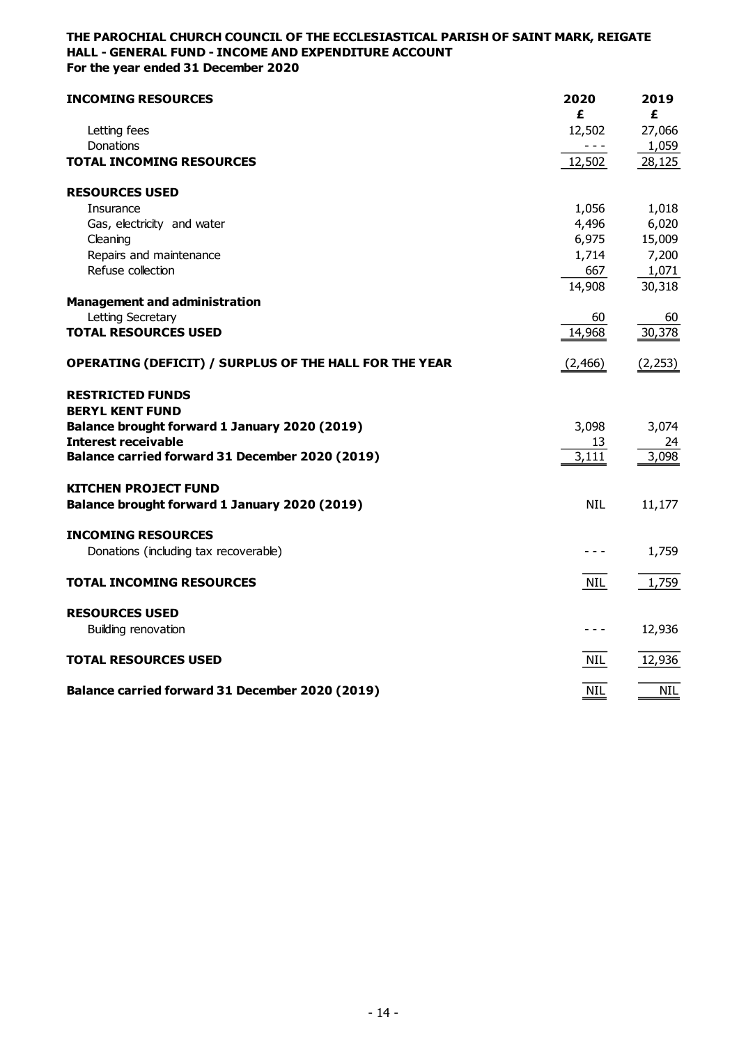**THE PAROCHIAL CHURCH COUNCIL OF THE ECCLESIASTICAL PARISH OF SAINT MARK, REIGATE**
**HALL - GENERAL FUND - INCOME AND EXPENDITURE ACCOUNT**
**For the year ended 31 December 2020**

| | 2020 | 2019 |
|---|---|---|
| **INCOMING RESOURCES** | £ | £ |
| Letting fees | 12,502 | 27,066 |
| Donations | - - - | 1,059 |
| **TOTAL INCOMING RESOURCES** | 12,502 | 28,125 |
| **RESOURCES USED** | | |
| Insurance | 1,056 | 1,018 |
| Gas, electricity and water | 4,496 | 6,020 |
| Cleaning | 6,975 | 15,009 |
| Repairs and maintenance | 1,714 | 7,200 |
| Refuse collection | 667 | 1,071 |
| | 14,908 | 30,318 |
| **Management and administration** | | |
| Letting Secretary | 60 | 60 |
| **TOTAL RESOURCES USED** | 14,968 | 30,378 |
| **OPERATING (DEFICIT) / SURPLUS OF THE HALL FOR THE YEAR** | (2,466) | (2,253) |
| **RESTRICTED FUNDS** | | |
| **BERYL KENT FUND** | | |
| **Balance brought forward 1 January 2020 (2019)** | 3,098 | 3,074 |
| **Interest receivable** | 13 | 24 |
| **Balance carried forward 31 December 2020 (2019)** | 3,111 | 3,098 |
| **KITCHEN PROJECT FUND** | | |
| **Balance brought forward 1 January 2020 (2019)** | NIL | 11,177 |
| **INCOMING RESOURCES** | | |
| Donations (including tax recoverable) | - - - | 1,759 |
| **TOTAL INCOMING RESOURCES** | NIL | 1,759 |
| **RESOURCES USED** | | |
| Building renovation | - - - | 12,936 |
| **TOTAL RESOURCES USED** | NIL | 12,936 |
| **Balance carried forward 31 December 2020 (2019)** | NIL | NIL |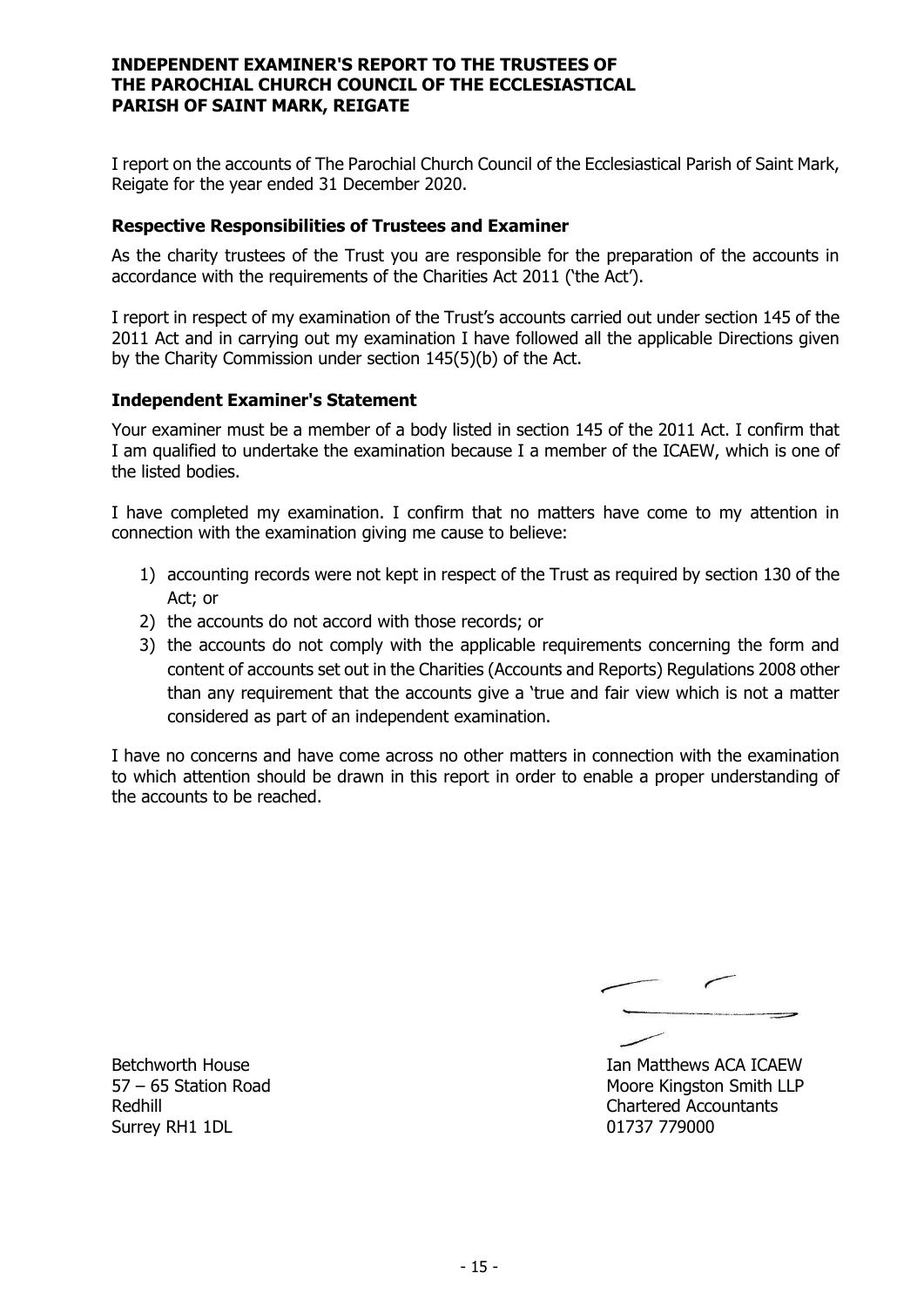# INDEPENDENT EXAMINER'S REPORT TO THE TRUSTEES OF THE PAROCHIAL CHURCH COUNCIL OF THE ECCLESIASTICAL PARISH OF SAINT MARK, REIGATE

I report on the accounts of The Parochial Church Council of the Ecclesiastical Parish of Saint Mark, Reigate for the year ended 31 December 2020.

## Respective Responsibilities of Trustees and Examiner

As the charity trustees of the Trust you are responsible for the preparation of the accounts in accordance with the requirements of the Charities Act 2011 ('the Act').

I report in respect of my examination of the Trust's accounts carried out under section 145 of the 2011 Act and in carrying out my examination I have followed all the applicable Directions given by the Charity Commission under section 145(5)(b) of the Act.

## Independent Examiner's Statement

Your examiner must be a member of a body listed in section 145 of the 2011 Act. I confirm that I am qualified to undertake the examination because I a member of the ICAEW, which is one of the listed bodies.

I have completed my examination. I confirm that no matters have come to my attention in connection with the examination giving me cause to believe:

1) accounting records were not kept in respect of the Trust as required by section 130 of the Act; or
2) the accounts do not accord with those records; or
3) the accounts do not comply with the applicable requirements concerning the form and content of accounts set out in the Charities (Accounts and Reports) Regulations 2008 other than any requirement that the accounts give a 'true and fair view which is not a matter considered as part of an independent examination.

I have no concerns and have come across no other matters in connection with the examination to which attention should be drawn in this report in order to enable a proper understanding of the accounts to be reached.

Betchworth House
57 – 65 Station Road
Redhill
Surrey RH1 1DL

Ian Matthews ACA ICAEW
Moore Kingston Smith LLP
Chartered Accountants
01737 779000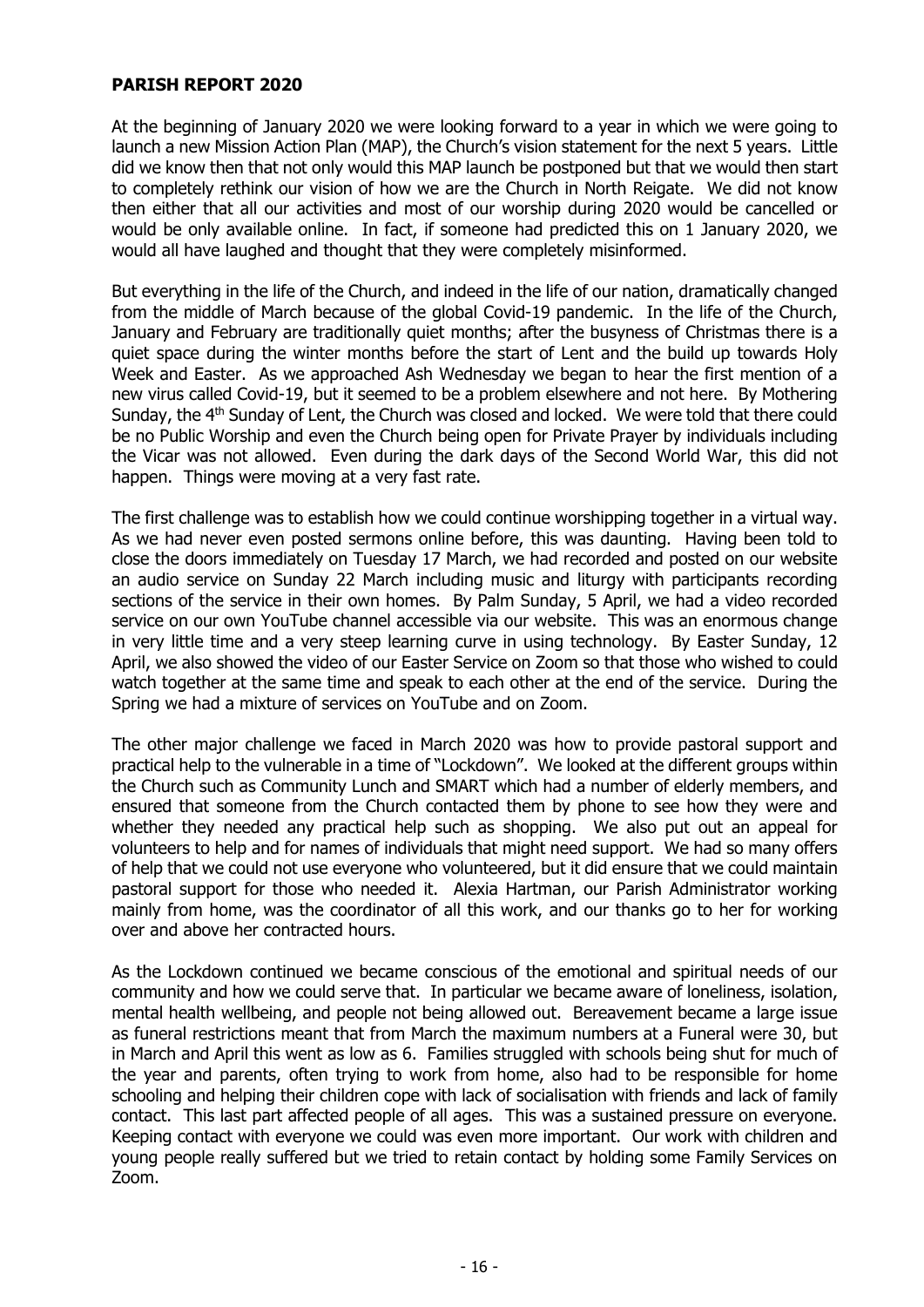**PARISH REPORT 2020**

At the beginning of January 2020 we were looking forward to a year in which we were going to launch a new Mission Action Plan (MAP), the Church's vision statement for the next 5 years. Little did we know then that not only would this MAP launch be postponed but that we would then start to completely rethink our vision of how we are the Church in North Reigate. We did not know then either that all our activities and most of our worship during 2020 would be cancelled or would be only available online. In fact, if someone had predicted this on 1 January 2020, we would all have laughed and thought that they were completely misinformed.

But everything in the life of the Church, and indeed in the life of our nation, dramatically changed from the middle of March because of the global Covid-19 pandemic. In the life of the Church, January and February are traditionally quiet months; after the busyness of Christmas there is a quiet space during the winter months before the start of Lent and the build up towards Holy Week and Easter. As we approached Ash Wednesday we began to hear the first mention of a new virus called Covid-19, but it seemed to be a problem elsewhere and not here. By Mothering Sunday, the 4th Sunday of Lent, the Church was closed and locked. We were told that there could be no Public Worship and even the Church being open for Private Prayer by individuals including the Vicar was not allowed. Even during the dark days of the Second World War, this did not happen. Things were moving at a very fast rate.

The first challenge was to establish how we could continue worshipping together in a virtual way. As we had never even posted sermons online before, this was daunting. Having been told to close the doors immediately on Tuesday 17 March, we had recorded and posted on our website an audio service on Sunday 22 March including music and liturgy with participants recording sections of the service in their own homes. By Palm Sunday, 5 April, we had a video recorded service on our own YouTube channel accessible via our website. This was an enormous change in very little time and a very steep learning curve in using technology. By Easter Sunday, 12 April, we also showed the video of our Easter Service on Zoom so that those who wished to could watch together at the same time and speak to each other at the end of the service. During the Spring we had a mixture of services on YouTube and on Zoom.

The other major challenge we faced in March 2020 was how to provide pastoral support and practical help to the vulnerable in a time of "Lockdown". We looked at the different groups within the Church such as Community Lunch and SMART which had a number of elderly members, and ensured that someone from the Church contacted them by phone to see how they were and whether they needed any practical help such as shopping. We also put out an appeal for volunteers to help and for names of individuals that might need support. We had so many offers of help that we could not use everyone who volunteered, but it did ensure that we could maintain pastoral support for those who needed it. Alexia Hartman, our Parish Administrator working mainly from home, was the coordinator of all this work, and our thanks go to her for working over and above her contracted hours.

As the Lockdown continued we became conscious of the emotional and spiritual needs of our community and how we could serve that. In particular we became aware of loneliness, isolation, mental health wellbeing, and people not being allowed out. Bereavement became a large issue as funeral restrictions meant that from March the maximum numbers at a Funeral were 30, but in March and April this went as low as 6. Families struggled with schools being shut for much of the year and parents, often trying to work from home, also had to be responsible for home schooling and helping their children cope with lack of socialisation with friends and lack of family contact. This last part affected people of all ages. This was a sustained pressure on everyone. Keeping contact with everyone we could was even more important. Our work with children and young people really suffered but we tried to retain contact by holding some Family Services on Zoom.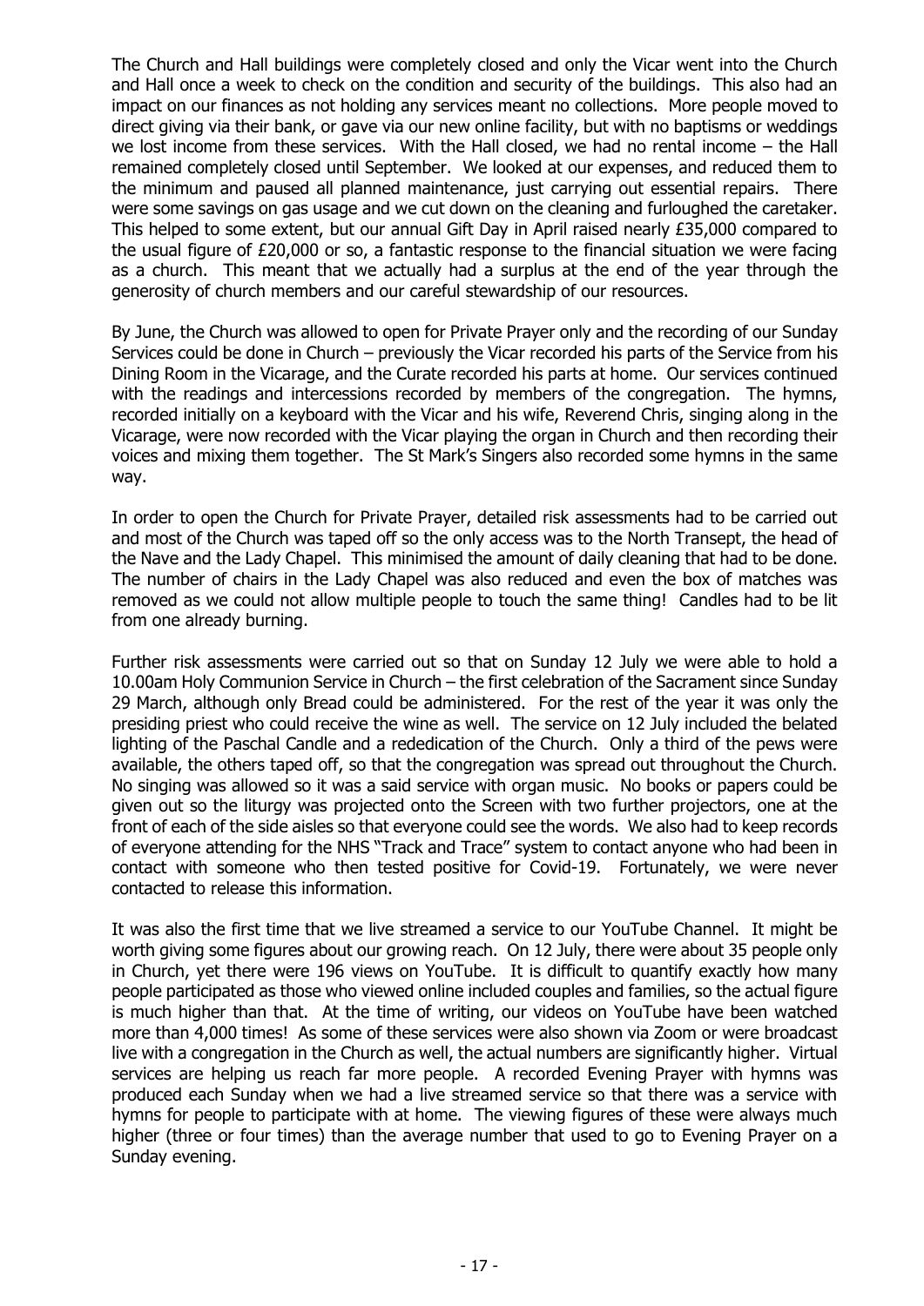The Church and Hall buildings were completely closed and only the Vicar went into the Church and Hall once a week to check on the condition and security of the buildings. This also had an impact on our finances as not holding any services meant no collections. More people moved to direct giving via their bank, or gave via our new online facility, but with no baptisms or weddings we lost income from these services. With the Hall closed, we had no rental income – the Hall remained completely closed until September. We looked at our expenses, and reduced them to the minimum and paused all planned maintenance, just carrying out essential repairs. There were some savings on gas usage and we cut down on the cleaning and furloughed the caretaker. This helped to some extent, but our annual Gift Day in April raised nearly £35,000 compared to the usual figure of £20,000 or so, a fantastic response to the financial situation we were facing as a church. This meant that we actually had a surplus at the end of the year through the generosity of church members and our careful stewardship of our resources.

By June, the Church was allowed to open for Private Prayer only and the recording of our Sunday Services could be done in Church – previously the Vicar recorded his parts of the Service from his Dining Room in the Vicarage, and the Curate recorded his parts at home. Our services continued with the readings and intercessions recorded by members of the congregation. The hymns, recorded initially on a keyboard with the Vicar and his wife, Reverend Chris, singing along in the Vicarage, were now recorded with the Vicar playing the organ in Church and then recording their voices and mixing them together. The St Mark's Singers also recorded some hymns in the same way.

In order to open the Church for Private Prayer, detailed risk assessments had to be carried out and most of the Church was taped off so the only access was to the North Transept, the head of the Nave and the Lady Chapel. This minimised the amount of daily cleaning that had to be done. The number of chairs in the Lady Chapel was also reduced and even the box of matches was removed as we could not allow multiple people to touch the same thing! Candles had to be lit from one already burning.

Further risk assessments were carried out so that on Sunday 12 July we were able to hold a 10.00am Holy Communion Service in Church – the first celebration of the Sacrament since Sunday 29 March, although only Bread could be administered. For the rest of the year it was only the presiding priest who could receive the wine as well. The service on 12 July included the belated lighting of the Paschal Candle and a rededication of the Church. Only a third of the pews were available, the others taped off, so that the congregation was spread out throughout the Church. No singing was allowed so it was a said service with organ music. No books or papers could be given out so the liturgy was projected onto the Screen with two further projectors, one at the front of each of the side aisles so that everyone could see the words. We also had to keep records of everyone attending for the NHS "Track and Trace" system to contact anyone who had been in contact with someone who then tested positive for Covid-19. Fortunately, we were never contacted to release this information.

It was also the first time that we live streamed a service to our YouTube Channel. It might be worth giving some figures about our growing reach. On 12 July, there were about 35 people only in Church, yet there were 196 views on YouTube. It is difficult to quantify exactly how many people participated as those who viewed online included couples and families, so the actual figure is much higher than that. At the time of writing, our videos on YouTube have been watched more than 4,000 times! As some of these services were also shown via Zoom or were broadcast live with a congregation in the Church as well, the actual numbers are significantly higher. Virtual services are helping us reach far more people. A recorded Evening Prayer with hymns was produced each Sunday when we had a live streamed service so that there was a service with hymns for people to participate with at home. The viewing figures of these were always much higher (three or four times) than the average number that used to go to Evening Prayer on a Sunday evening.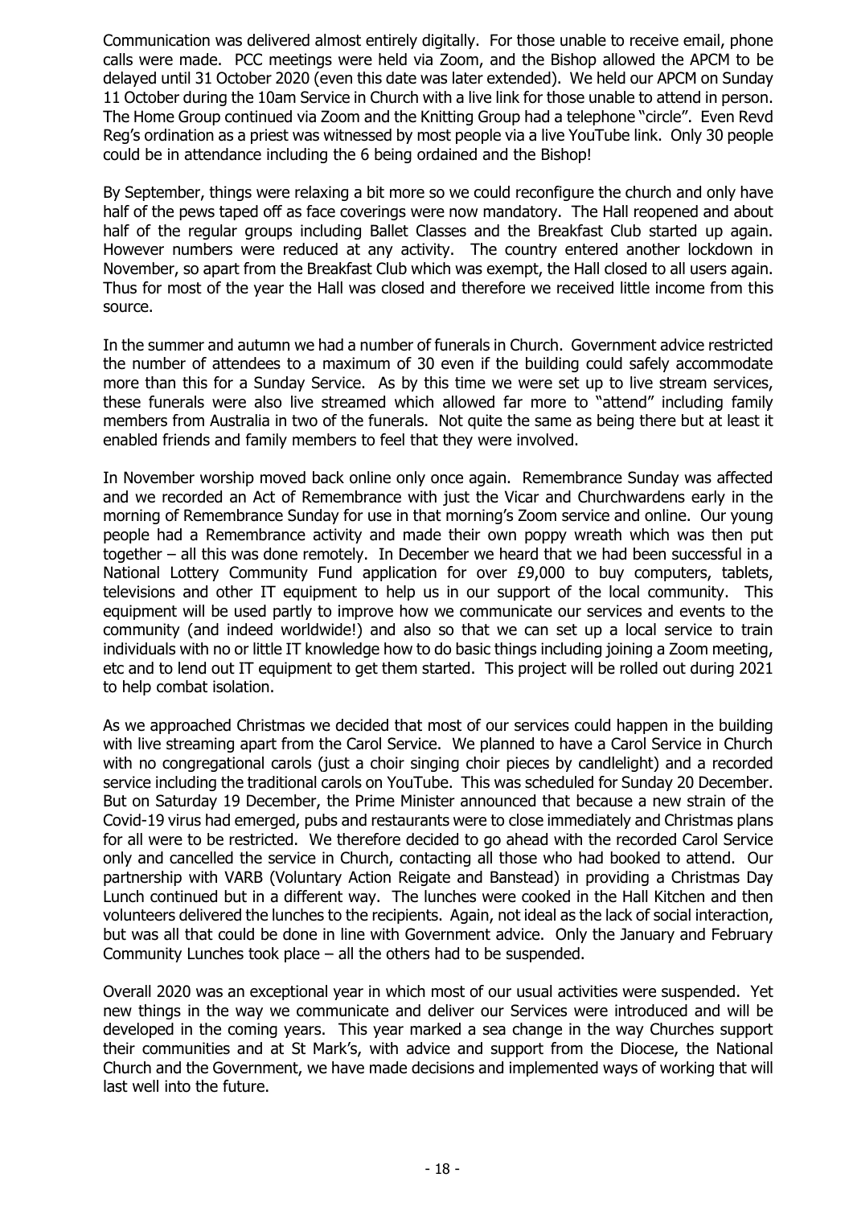Communication was delivered almost entirely digitally. For those unable to receive email, phone calls were made. PCC meetings were held via Zoom, and the Bishop allowed the APCM to be delayed until 31 October 2020 (even this date was later extended). We held our APCM on Sunday 11 October during the 10am Service in Church with a live link for those unable to attend in person. The Home Group continued via Zoom and the Knitting Group had a telephone "circle". Even Revd Reg's ordination as a priest was witnessed by most people via a live YouTube link. Only 30 people could be in attendance including the 6 being ordained and the Bishop!

By September, things were relaxing a bit more so we could reconfigure the church and only have half of the pews taped off as face coverings were now mandatory. The Hall reopened and about half of the regular groups including Ballet Classes and the Breakfast Club started up again. However numbers were reduced at any activity. The country entered another lockdown in November, so apart from the Breakfast Club which was exempt, the Hall closed to all users again. Thus for most of the year the Hall was closed and therefore we received little income from this source.

In the summer and autumn we had a number of funerals in Church. Government advice restricted the number of attendees to a maximum of 30 even if the building could safely accommodate more than this for a Sunday Service. As by this time we were set up to live stream services, these funerals were also live streamed which allowed far more to "attend" including family members from Australia in two of the funerals. Not quite the same as being there but at least it enabled friends and family members to feel that they were involved.

In November worship moved back online only once again. Remembrance Sunday was affected and we recorded an Act of Remembrance with just the Vicar and Churchwardens early in the morning of Remembrance Sunday for use in that morning's Zoom service and online. Our young people had a Remembrance activity and made their own poppy wreath which was then put together – all this was done remotely. In December we heard that we had been successful in a National Lottery Community Fund application for over £9,000 to buy computers, tablets, televisions and other IT equipment to help us in our support of the local community. This equipment will be used partly to improve how we communicate our services and events to the community (and indeed worldwide!) and also so that we can set up a local service to train individuals with no or little IT knowledge how to do basic things including joining a Zoom meeting, etc and to lend out IT equipment to get them started. This project will be rolled out during 2021 to help combat isolation.

As we approached Christmas we decided that most of our services could happen in the building with live streaming apart from the Carol Service. We planned to have a Carol Service in Church with no congregational carols (just a choir singing choir pieces by candlelight) and a recorded service including the traditional carols on YouTube. This was scheduled for Sunday 20 December. But on Saturday 19 December, the Prime Minister announced that because a new strain of the Covid-19 virus had emerged, pubs and restaurants were to close immediately and Christmas plans for all were to be restricted. We therefore decided to go ahead with the recorded Carol Service only and cancelled the service in Church, contacting all those who had booked to attend. Our partnership with VARB (Voluntary Action Reigate and Banstead) in providing a Christmas Day Lunch continued but in a different way. The lunches were cooked in the Hall Kitchen and then volunteers delivered the lunches to the recipients. Again, not ideal as the lack of social interaction, but was all that could be done in line with Government advice. Only the January and February Community Lunches took place – all the others had to be suspended.

Overall 2020 was an exceptional year in which most of our usual activities were suspended. Yet new things in the way we communicate and deliver our Services were introduced and will be developed in the coming years. This year marked a sea change in the way Churches support their communities and at St Mark's, with advice and support from the Diocese, the National Church and the Government, we have made decisions and implemented ways of working that will last well into the future.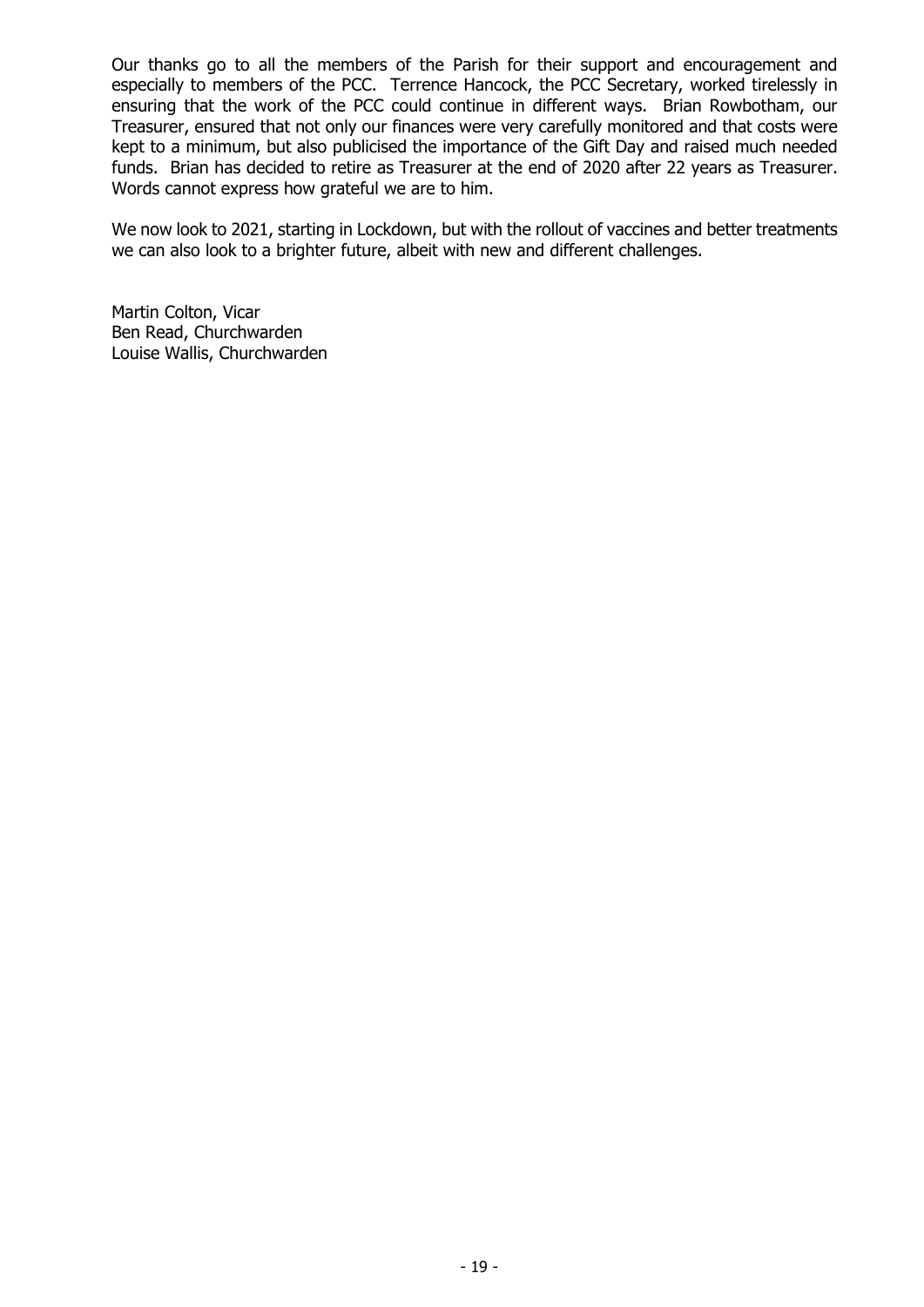Our thanks go to all the members of the Parish for their support and encouragement and especially to members of the PCC. Terrence Hancock, the PCC Secretary, worked tirelessly in ensuring that the work of the PCC could continue in different ways. Brian Rowbotham, our Treasurer, ensured that not only our finances were very carefully monitored and that costs were kept to a minimum, but also publicised the importance of the Gift Day and raised much needed funds. Brian has decided to retire as Treasurer at the end of 2020 after 22 years as Treasurer. Words cannot express how grateful we are to him.

We now look to 2021, starting in Lockdown, but with the rollout of vaccines and better treatments we can also look to a brighter future, albeit with new and different challenges.

Martin Colton, Vicar
Ben Read, Churchwarden
Louise Wallis, Churchwarden